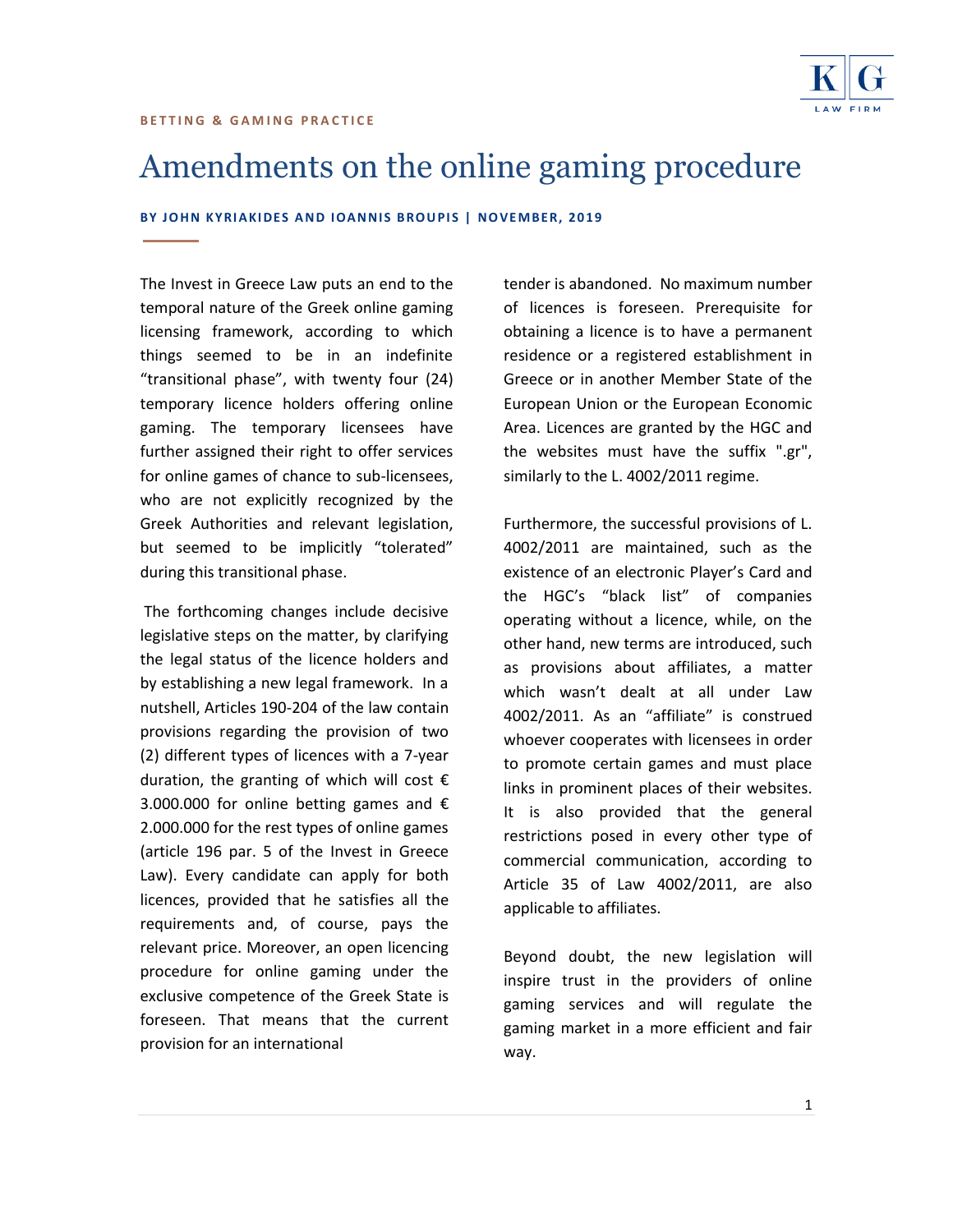BETTING & GAMING PRACTICE

# Amendments on the online gaming procedure

**BY JOHN KYRIAKIDES AND IOANNIS BROUPIS | NOVEMBER, 2019**

The Invest in Greece Law puts an end to the temporal nature of the Greek online gaming licensing framework, according to which things seemed to be in an indefinite "transitional phase", with twenty four (24) temporary licence holders offering online gaming. The temporary licensees have further assigned their right to offer services for online games of chance to sub-licensees, who are not explicitly recognized by the Greek Authorities and relevant legislation, but seemed to be implicitly "tolerated" during this transitional phase.

The forthcoming changes include decisive legislative steps on the matter, by clarifying the legal status of the licence holders and by establishing a new legal framework. In a nutshell, Articles 190-204 of the law contain provisions regarding the provision of two (2) different types of licences with a 7-year duration, the granting of which will cost € 3.000.000 for online betting games and € 2.000.000 for the rest types of online games (article 196 par. 5 of the Invest in Greece Law). Every candidate can apply for both licences, provided that he satisfies all the requirements and, of course, pays the relevant price. Moreover, an open licencing procedure for online gaming under the exclusive competence of the Greek State is foreseen. That means that the current provision for an international tender is abandoned. No maximum number of licences is foreseen. Prerequisite for obtaining a licence is to have a permanent residence or a registered establishment in Greece or in another Member State of the European Union or the European Economic Area. Licences are granted by the HGC and the websites must have the suffix ".gr", similarly to the L. 4002/2011 regime.

Furthermore, the successful provisions of L. 4002/2011 are maintained, such as the existence of an electronic Player's Card and the HGC's "black list" of companies operating without a licence, while, on the other hand, new terms are introduced, such as provisions about affiliates, a matter which wasn't dealt at all under Law 4002/2011. As an "affiliate" is construed whoever cooperates with licensees in order to promote certain games and must place links in prominent places of their websites. It is also provided that the general restrictions posed in every other type of commercial communication, according to Article 35 of Law 4002/2011, are also applicable to affiliates.

Beyond doubt, the new legislation will inspire trust in the providers of online gaming services and will regulate the gaming market in a more efficient and fair way.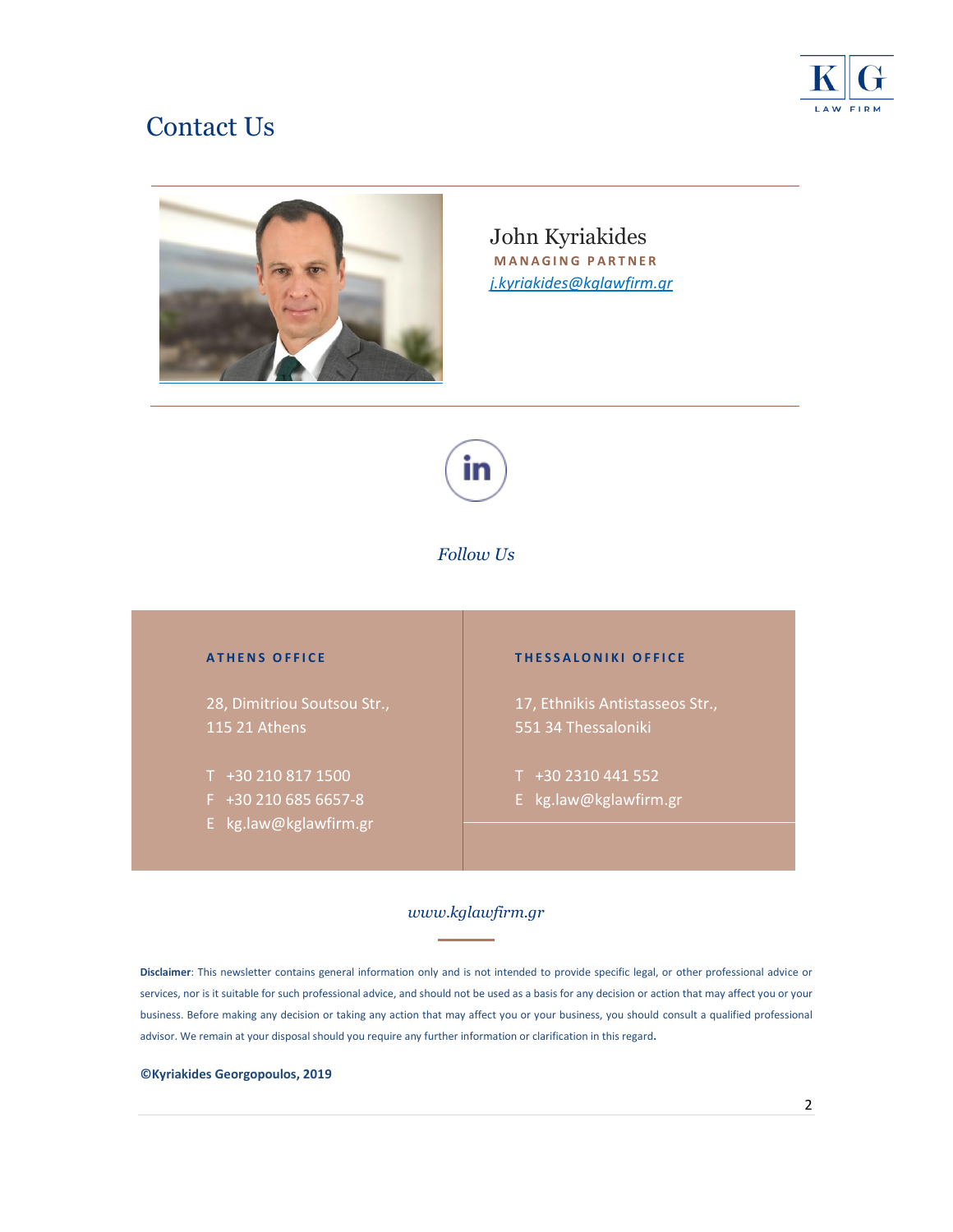# Contact Us

John Kyriakides
**MANAGING PARTNER**
*j.kyriakides@kglawfirm.gr*

*Follow Us*

**ATHENS OFFICE**

28, Dimitriou Soutsou Str.,
115 21 Athens

T +30 210 817 1500
F +30 210 685 6657-8
E kg.law@kglawfirm.gr

**THESSALONIKI OFFICE**

17, Ethnikis Antistasseos Str.,
551 34 Thessaloniki

T +30 2310 441 552
E kg.law@kglawfirm.gr

*www.kglawfirm.gr*

**Disclaimer**: This newsletter contains general information only and is not intended to provide specific legal, or other professional advice or services, nor is it suitable for such professional advice, and should not be used as a basis for any decision or action that may affect you or your business. Before making any decision or taking any action that may affect you or your business, you should consult a qualified professional advisor. We remain at your disposal should you require any further information or clarification in this regard.

**©Kyriakides Georgopoulos, 2019**